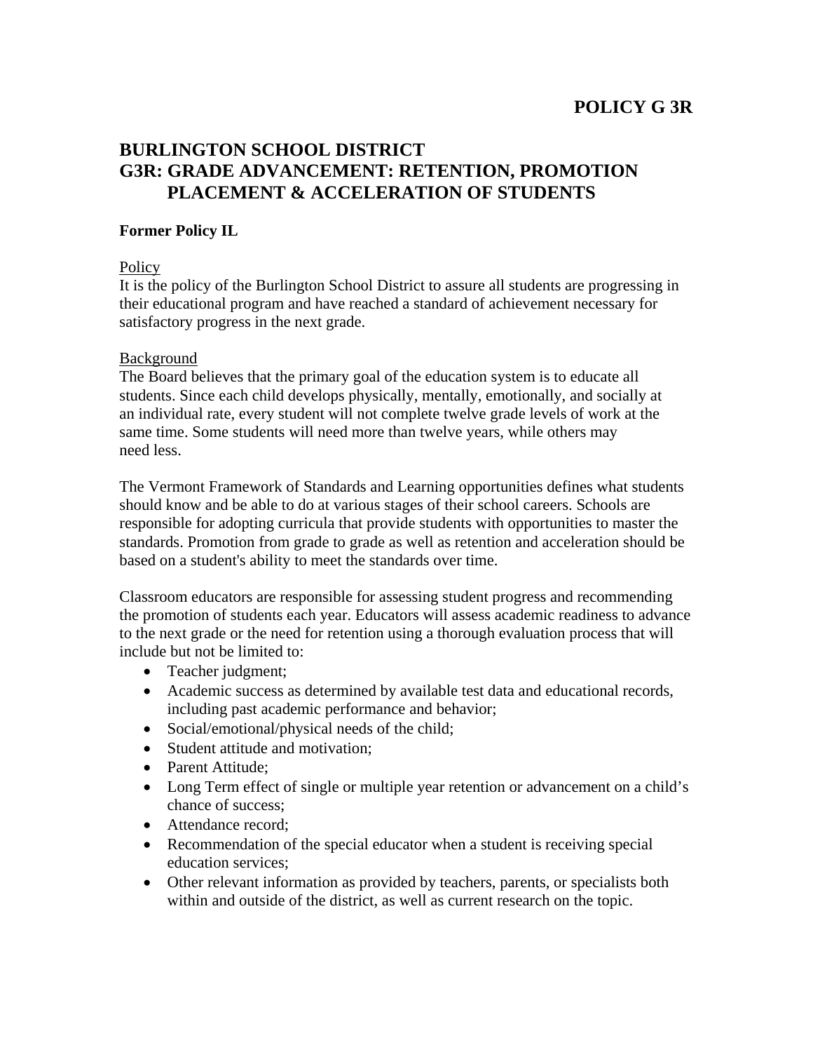# POLICY G 3R

## BURLINGTON SCHOOL DISTRICT
## G3R: GRADE ADVANCEMENT: RETENTION, PROMOTION PLACEMENT & ACCELERATION OF STUDENTS

**Former Policy IL**

Policy

It is the policy of the Burlington School District to assure all students are progressing in their educational program and have reached a standard of achievement necessary for satisfactory progress in the next grade.

Background

The Board believes that the primary goal of the education system is to educate all students. Since each child develops physically, mentally, emotionally, and socially at an individual rate, every student will not complete twelve grade levels of work at the same time. Some students will need more than twelve years, while others may need less.

The Vermont Framework of Standards and Learning opportunities defines what students should know and be able to do at various stages of their school careers. Schools are responsible for adopting curricula that provide students with opportunities to master the standards. Promotion from grade to grade as well as retention and acceleration should be based on a student's ability to meet the standards over time.

Classroom educators are responsible for assessing student progress and recommending the promotion of students each year. Educators will assess academic readiness to advance to the next grade or the need for retention using a thorough evaluation process that will include but not be limited to:

- Teacher judgment;
- Academic success as determined by available test data and educational records, including past academic performance and behavior;
- Social/emotional/physical needs of the child;
- Student attitude and motivation;
- Parent Attitude;
- Long Term effect of single or multiple year retention or advancement on a child's chance of success;
- Attendance record;
- Recommendation of the special educator when a student is receiving special education services;
- Other relevant information as provided by teachers, parents, or specialists both within and outside of the district, as well as current research on the topic.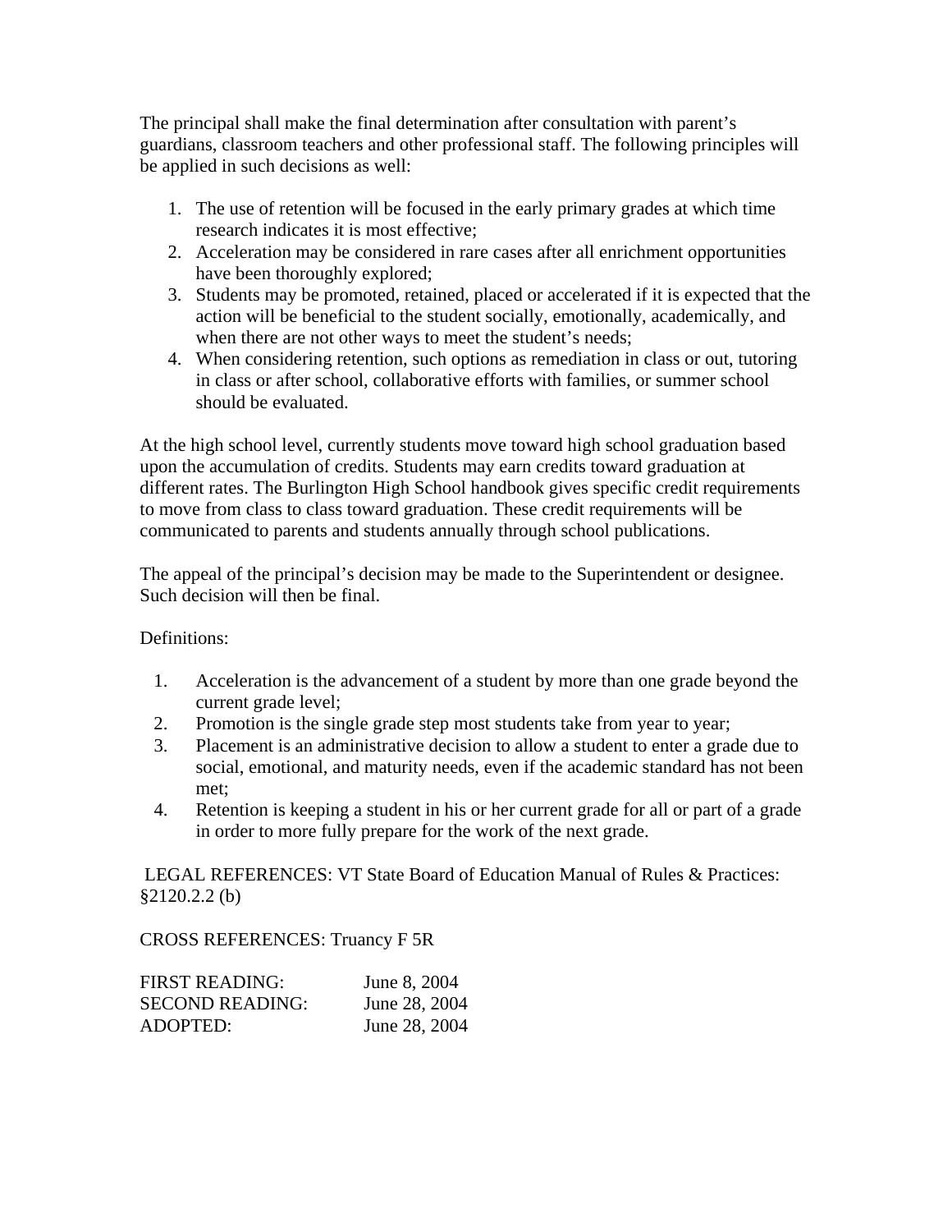The principal shall make the final determination after consultation with parent's guardians, classroom teachers and other professional staff. The following principles will be applied in such decisions as well:

1. The use of retention will be focused in the early primary grades at which time research indicates it is most effective;
2. Acceleration may be considered in rare cases after all enrichment opportunities have been thoroughly explored;
3. Students may be promoted, retained, placed or accelerated if it is expected that the action will be beneficial to the student socially, emotionally, academically, and when there are not other ways to meet the student's needs;
4. When considering retention, such options as remediation in class or out, tutoring in class or after school, collaborative efforts with families, or summer school should be evaluated.

At the high school level, currently students move toward high school graduation based upon the accumulation of credits. Students may earn credits toward graduation at different rates. The Burlington High School handbook gives specific credit requirements to move from class to class toward graduation. These credit requirements will be communicated to parents and students annually through school publications.

The appeal of the principal's decision may be made to the Superintendent or designee. Such decision will then be final.

Definitions:

1. Acceleration is the advancement of a student by more than one grade beyond the current grade level;
2. Promotion is the single grade step most students take from year to year;
3. Placement is an administrative decision to allow a student to enter a grade due to social, emotional, and maturity needs, even if the academic standard has not been met;
4. Retention is keeping a student in his or her current grade for all or part of a grade in order to more fully prepare for the work of the next grade.

LEGAL REFERENCES: VT State Board of Education Manual of Rules & Practices: §2120.2.2 (b)

CROSS REFERENCES: Truancy F 5R

| | |
|---|---|
| FIRST READING: | June 8, 2004 |
| SECOND READING: | June 28, 2004 |
| ADOPTED: | June 28, 2004 |